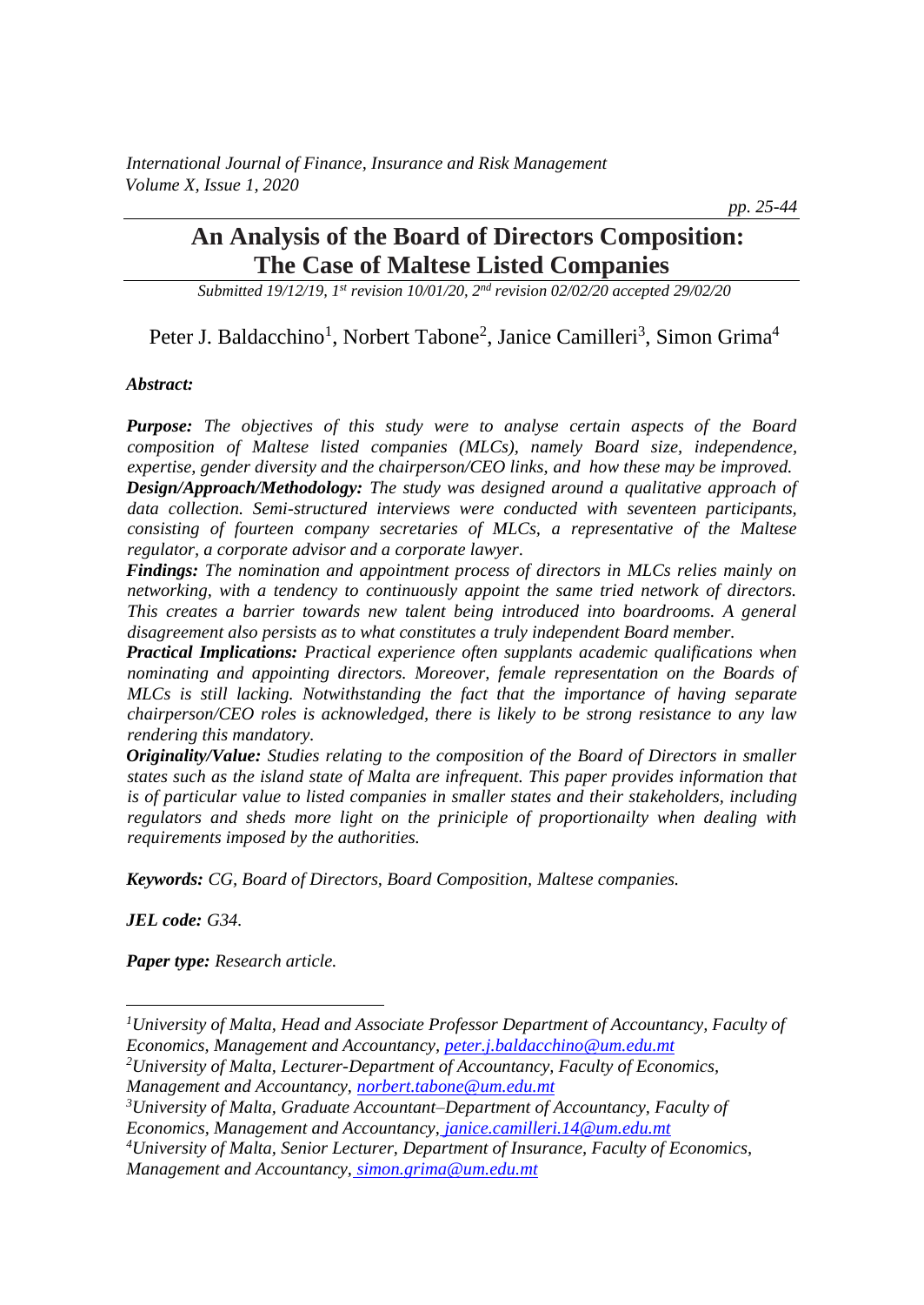# An Analysis of the Board of Directors Composition: The Case of Maltese Listed Companies

*Submitted 19/12/19, 1st revision 10/01/20, 2nd revision 02/02/20 accepted 29/02/20*

Peter J. Baldacchino[1], Norbert Tabone[2], Janice Camilleri[3], Simon Grima[4]

***Abstract:***

***Purpose:*** *The objectives of this study were to analyse certain aspects of the Board composition of Maltese listed companies (MLCs), namely Board size, independence, expertise, gender diversity and the chairperson/CEO links, and how these may be improved.*

***Design/Approach/Methodology:*** *The study was designed around a qualitative approach of data collection. Semi-structured interviews were conducted with seventeen participants, consisting of fourteen company secretaries of MLCs, a representative of the Maltese regulator, a corporate advisor and a corporate lawyer.*

***Findings:*** *The nomination and appointment process of directors in MLCs relies mainly on networking, with a tendency to continuously appoint the same tried network of directors. This creates a barrier towards new talent being introduced into boardrooms. A general disagreement also persists as to what constitutes a truly independent Board member.*

***Practical Implications:*** *Practical experience often supplants academic qualifications when nominating and appointing directors. Moreover, female representation on the Boards of MLCs is still lacking. Notwithstanding the fact that the importance of having separate chairperson/CEO roles is acknowledged, there is likely to be strong resistance to any law rendering this mandatory.*

***Originality/Value:*** *Studies relating to the composition of the Board of Directors in smaller states such as the island state of Malta are infrequent. This paper provides information that is of particular value to listed companies in smaller states and their stakeholders, including regulators and sheds more light on the priniciple of proportionailty when dealing with requirements imposed by the authorities.*

***Keywords:*** *CG, Board of Directors, Board Composition, Maltese companies.*

***JEL code:*** *G34.*

***Paper type:*** *Research article.*

---

[1]*University of Malta, Head and Associate Professor Department of Accountancy, Faculty of Economics, Management and Accountancy, peter.j.baldacchino@um.edu.mt*

[2]*University of Malta, Lecturer-Department of Accountancy, Faculty of Economics, Management and Accountancy, norbert.tabone@um.edu.mt*

[3]*University of Malta, Graduate Accountant–Department of Accountancy, Faculty of Economics, Management and Accountancy, janice.camilleri.14@um.edu.mt*

[4]*University of Malta, Senior Lecturer, Department of Insurance, Faculty of Economics, Management and Accountancy, simon.grima@um.edu.mt*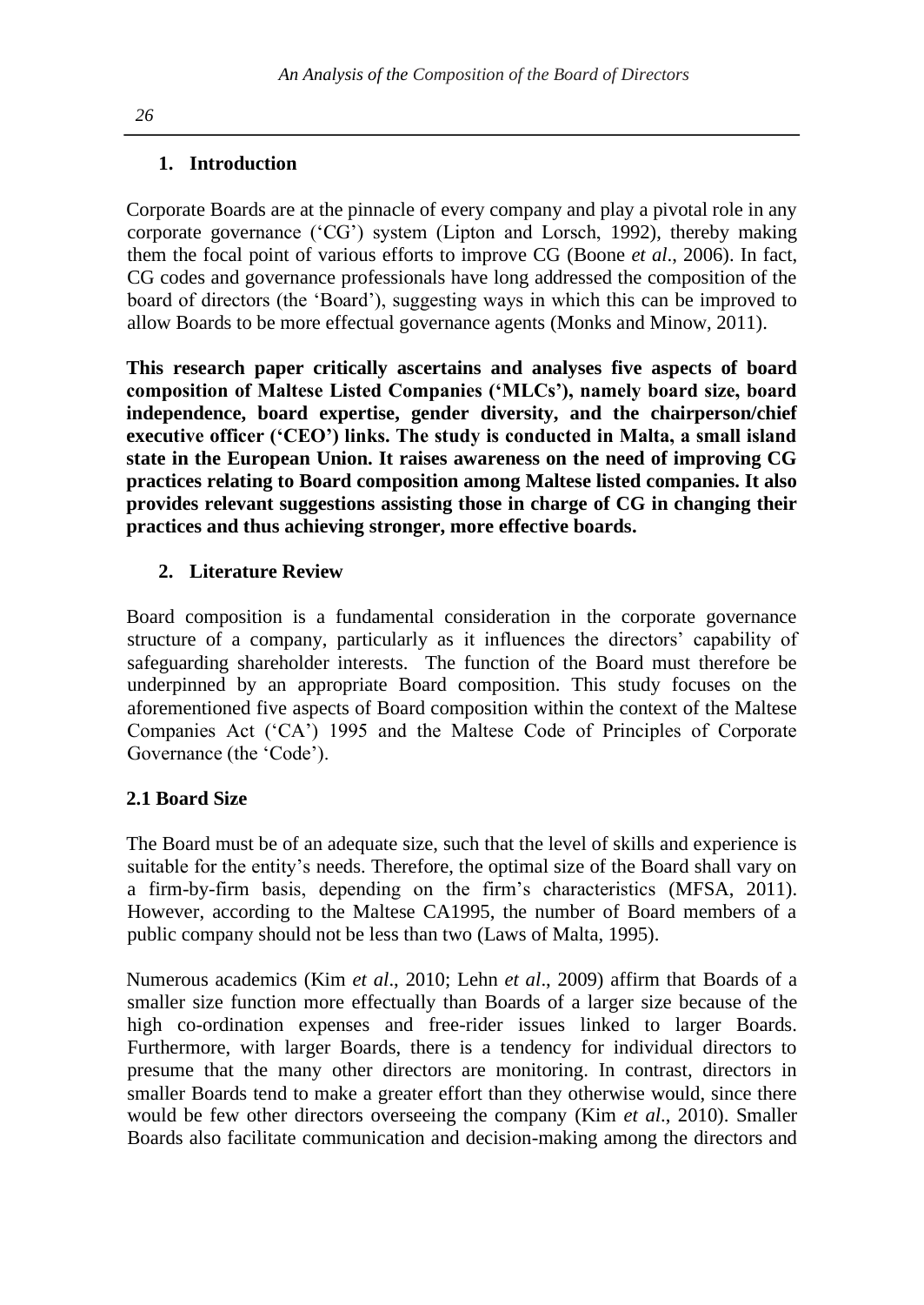## 1. Introduction

Corporate Boards are at the pinnacle of every company and play a pivotal role in any corporate governance ('CG') system (Lipton and Lorsch, 1992), thereby making them the focal point of various efforts to improve CG (Boone *et al*., 2006). In fact, CG codes and governance professionals have long addressed the composition of the board of directors (the 'Board'), suggesting ways in which this can be improved to allow Boards to be more effectual governance agents (Monks and Minow, 2011).

**This research paper critically ascertains and analyses five aspects of board composition of Maltese Listed Companies ('MLCs'), namely board size, board independence, board expertise, gender diversity, and the chairperson/chief executive officer ('CEO') links. The study is conducted in Malta, a small island state in the European Union. It raises awareness on the need of improving CG practices relating to Board composition among Maltese listed companies. It also provides relevant suggestions assisting those in charge of CG in changing their practices and thus achieving stronger, more effective boards.**

## 2. Literature Review

Board composition is a fundamental consideration in the corporate governance structure of a company, particularly as it influences the directors' capability of safeguarding shareholder interests. The function of the Board must therefore be underpinned by an appropriate Board composition. This study focuses on the aforementioned five aspects of Board composition within the context of the Maltese Companies Act ('CA') 1995 and the Maltese Code of Principles of Corporate Governance (the 'Code').

### 2.1 Board Size

The Board must be of an adequate size, such that the level of skills and experience is suitable for the entity's needs. Therefore, the optimal size of the Board shall vary on a firm-by-firm basis, depending on the firm's characteristics (MFSA, 2011). However, according to the Maltese CA1995, the number of Board members of a public company should not be less than two (Laws of Malta, 1995).

Numerous academics (Kim *et al*., 2010; Lehn *et al*., 2009) affirm that Boards of a smaller size function more effectually than Boards of a larger size because of the high co-ordination expenses and free-rider issues linked to larger Boards. Furthermore, with larger Boards, there is a tendency for individual directors to presume that the many other directors are monitoring. In contrast, directors in smaller Boards tend to make a greater effort than they otherwise would, since there would be few other directors overseeing the company (Kim *et al*., 2010). Smaller Boards also facilitate communication and decision-making among the directors and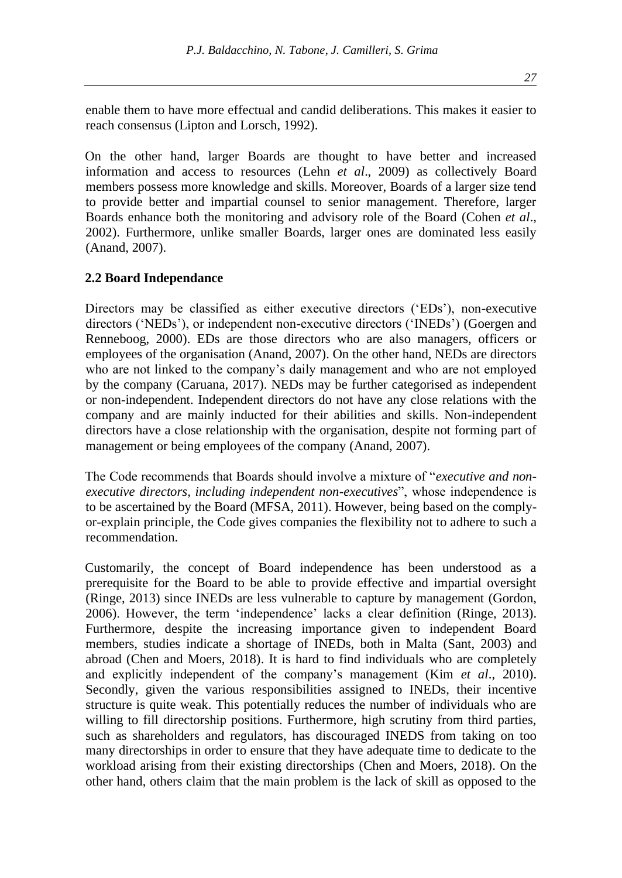enable them to have more effectual and candid deliberations. This makes it easier to reach consensus (Lipton and Lorsch, 1992).

On the other hand, larger Boards are thought to have better and increased information and access to resources (Lehn *et al*., 2009) as collectively Board members possess more knowledge and skills. Moreover, Boards of a larger size tend to provide better and impartial counsel to senior management. Therefore, larger Boards enhance both the monitoring and advisory role of the Board (Cohen *et al*., 2002). Furthermore, unlike smaller Boards, larger ones are dominated less easily (Anand, 2007).

## 2.2 Board Independance

Directors may be classified as either executive directors ('EDs'), non-executive directors ('NEDs'), or independent non-executive directors ('INEDs') (Goergen and Renneboog, 2000). EDs are those directors who are also managers, officers or employees of the organisation (Anand, 2007). On the other hand, NEDs are directors who are not linked to the company's daily management and who are not employed by the company (Caruana, 2017). NEDs may be further categorised as independent or non-independent. Independent directors do not have any close relations with the company and are mainly inducted for their abilities and skills. Non-independent directors have a close relationship with the organisation, despite not forming part of management or being employees of the company (Anand, 2007).

The Code recommends that Boards should involve a mixture of "*executive and non-executive directors, including independent non-executives*", whose independence is to be ascertained by the Board (MFSA, 2011). However, being based on the comply-or-explain principle, the Code gives companies the flexibility not to adhere to such a recommendation.

Customarily, the concept of Board independence has been understood as a prerequisite for the Board to be able to provide effective and impartial oversight (Ringe, 2013) since INEDs are less vulnerable to capture by management (Gordon, 2006). However, the term 'independence' lacks a clear definition (Ringe, 2013). Furthermore, despite the increasing importance given to independent Board members, studies indicate a shortage of INEDs, both in Malta (Sant, 2003) and abroad (Chen and Moers, 2018). It is hard to find individuals who are completely and explicitly independent of the company's management (Kim *et al*., 2010). Secondly, given the various responsibilities assigned to INEDs, their incentive structure is quite weak. This potentially reduces the number of individuals who are willing to fill directorship positions. Furthermore, high scrutiny from third parties, such as shareholders and regulators, has discouraged INEDS from taking on too many directorships in order to ensure that they have adequate time to dedicate to the workload arising from their existing directorships (Chen and Moers, 2018). On the other hand, others claim that the main problem is the lack of skill as opposed to the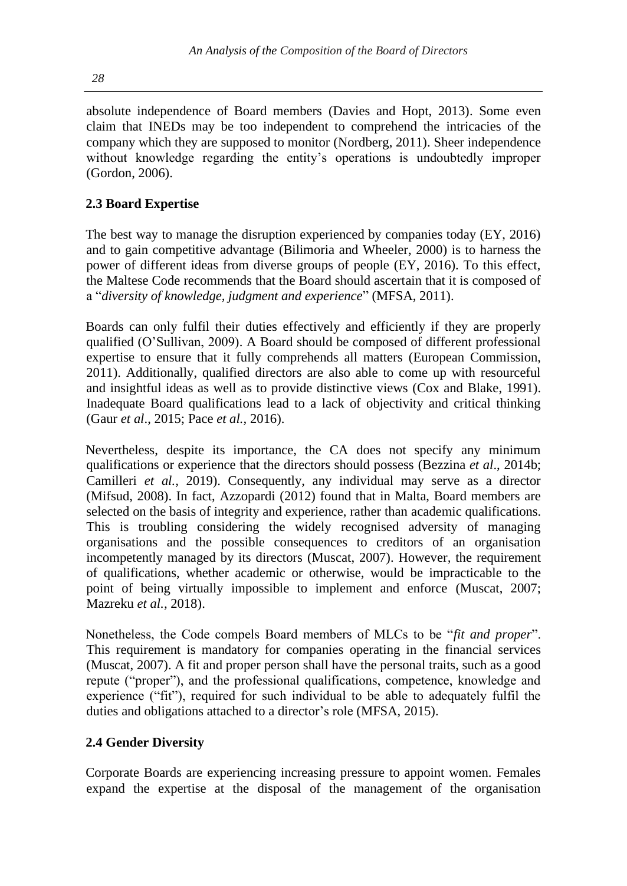absolute independence of Board members (Davies and Hopt, 2013). Some even claim that INEDs may be too independent to comprehend the intricacies of the company which they are supposed to monitor (Nordberg, 2011). Sheer independence without knowledge regarding the entity's operations is undoubtedly improper (Gordon, 2006).

## 2.3 Board Expertise

The best way to manage the disruption experienced by companies today (EY, 2016) and to gain competitive advantage (Bilimoria and Wheeler, 2000) is to harness the power of different ideas from diverse groups of people (EY, 2016). To this effect, the Maltese Code recommends that the Board should ascertain that it is composed of a "*diversity of knowledge, judgment and experience*" (MFSA, 2011).

Boards can only fulfil their duties effectively and efficiently if they are properly qualified (O'Sullivan, 2009). A Board should be composed of different professional expertise to ensure that it fully comprehends all matters (European Commission, 2011). Additionally, qualified directors are also able to come up with resourceful and insightful ideas as well as to provide distinctive views (Cox and Blake, 1991). Inadequate Board qualifications lead to a lack of objectivity and critical thinking (Gaur *et al*., 2015; Pace *et al.,* 2016).

Nevertheless, despite its importance, the CA does not specify any minimum qualifications or experience that the directors should possess (Bezzina *et al*., 2014b; Camilleri *et al.,* 2019). Consequently, any individual may serve as a director (Mifsud, 2008). In fact, Azzopardi (2012) found that in Malta, Board members are selected on the basis of integrity and experience, rather than academic qualifications. This is troubling considering the widely recognised adversity of managing organisations and the possible consequences to creditors of an organisation incompetently managed by its directors (Muscat, 2007). However, the requirement of qualifications, whether academic or otherwise, would be impracticable to the point of being virtually impossible to implement and enforce (Muscat, 2007; Mazreku *et al.,* 2018).

Nonetheless, the Code compels Board members of MLCs to be "*fit and proper*". This requirement is mandatory for companies operating in the financial services (Muscat, 2007). A fit and proper person shall have the personal traits, such as a good repute ("proper"), and the professional qualifications, competence, knowledge and experience ("fit"), required for such individual to be able to adequately fulfil the duties and obligations attached to a director's role (MFSA, 2015).

## 2.4 Gender Diversity

Corporate Boards are experiencing increasing pressure to appoint women. Females expand the expertise at the disposal of the management of the organisation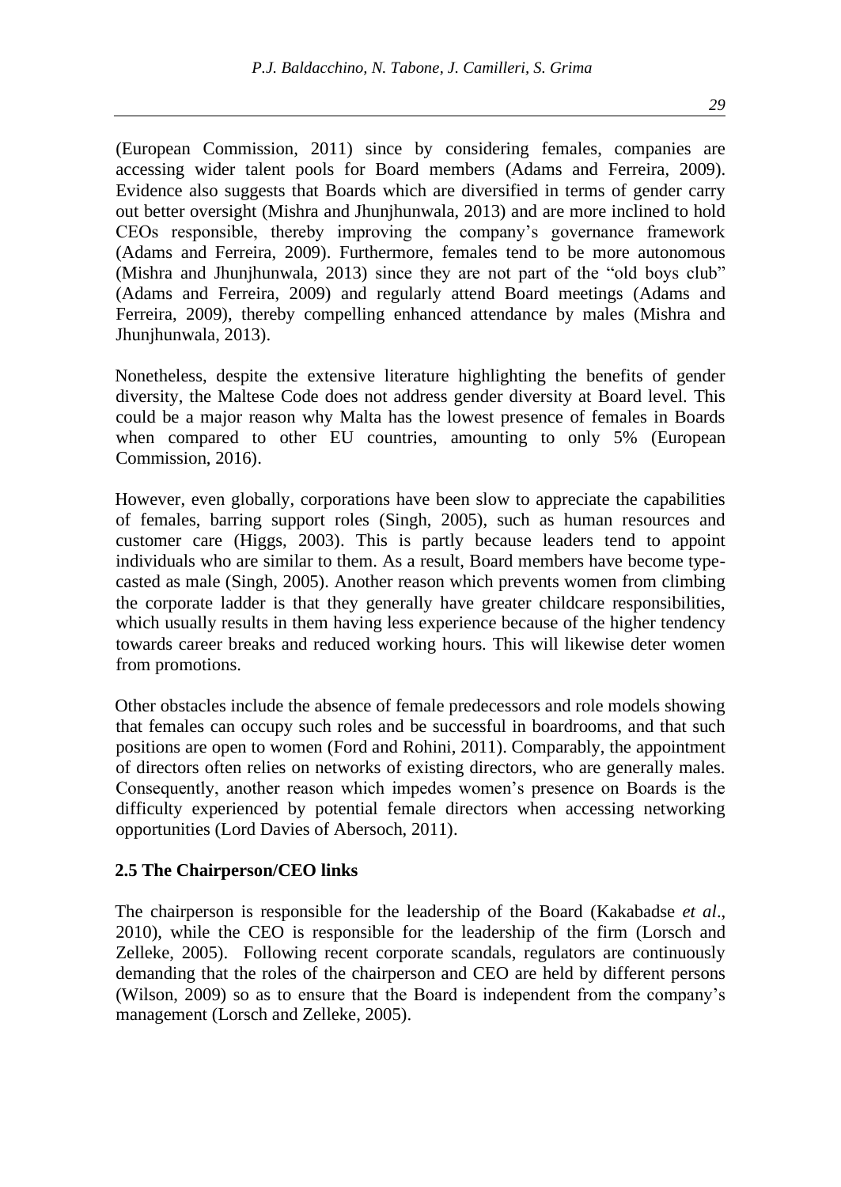(European Commission, 2011) since by considering females, companies are accessing wider talent pools for Board members (Adams and Ferreira, 2009). Evidence also suggests that Boards which are diversified in terms of gender carry out better oversight (Mishra and Jhunjhunwala, 2013) and are more inclined to hold CEOs responsible, thereby improving the company's governance framework (Adams and Ferreira, 2009). Furthermore, females tend to be more autonomous (Mishra and Jhunjhunwala, 2013) since they are not part of the "old boys club" (Adams and Ferreira, 2009) and regularly attend Board meetings (Adams and Ferreira, 2009), thereby compelling enhanced attendance by males (Mishra and Jhunjhunwala, 2013).

Nonetheless, despite the extensive literature highlighting the benefits of gender diversity, the Maltese Code does not address gender diversity at Board level. This could be a major reason why Malta has the lowest presence of females in Boards when compared to other EU countries, amounting to only 5% (European Commission, 2016).

However, even globally, corporations have been slow to appreciate the capabilities of females, barring support roles (Singh, 2005), such as human resources and customer care (Higgs, 2003). This is partly because leaders tend to appoint individuals who are similar to them. As a result, Board members have become type-casted as male (Singh, 2005). Another reason which prevents women from climbing the corporate ladder is that they generally have greater childcare responsibilities, which usually results in them having less experience because of the higher tendency towards career breaks and reduced working hours. This will likewise deter women from promotions.

Other obstacles include the absence of female predecessors and role models showing that females can occupy such roles and be successful in boardrooms, and that such positions are open to women (Ford and Rohini, 2011). Comparably, the appointment of directors often relies on networks of existing directors, who are generally males. Consequently, another reason which impedes women's presence on Boards is the difficulty experienced by potential female directors when accessing networking opportunities (Lord Davies of Abersoch, 2011).

### 2.5 The Chairperson/CEO links

The chairperson is responsible for the leadership of the Board (Kakabadse *et al*., 2010), while the CEO is responsible for the leadership of the firm (Lorsch and Zelleke, 2005). Following recent corporate scandals, regulators are continuously demanding that the roles of the chairperson and CEO are held by different persons (Wilson, 2009) so as to ensure that the Board is independent from the company's management (Lorsch and Zelleke, 2005).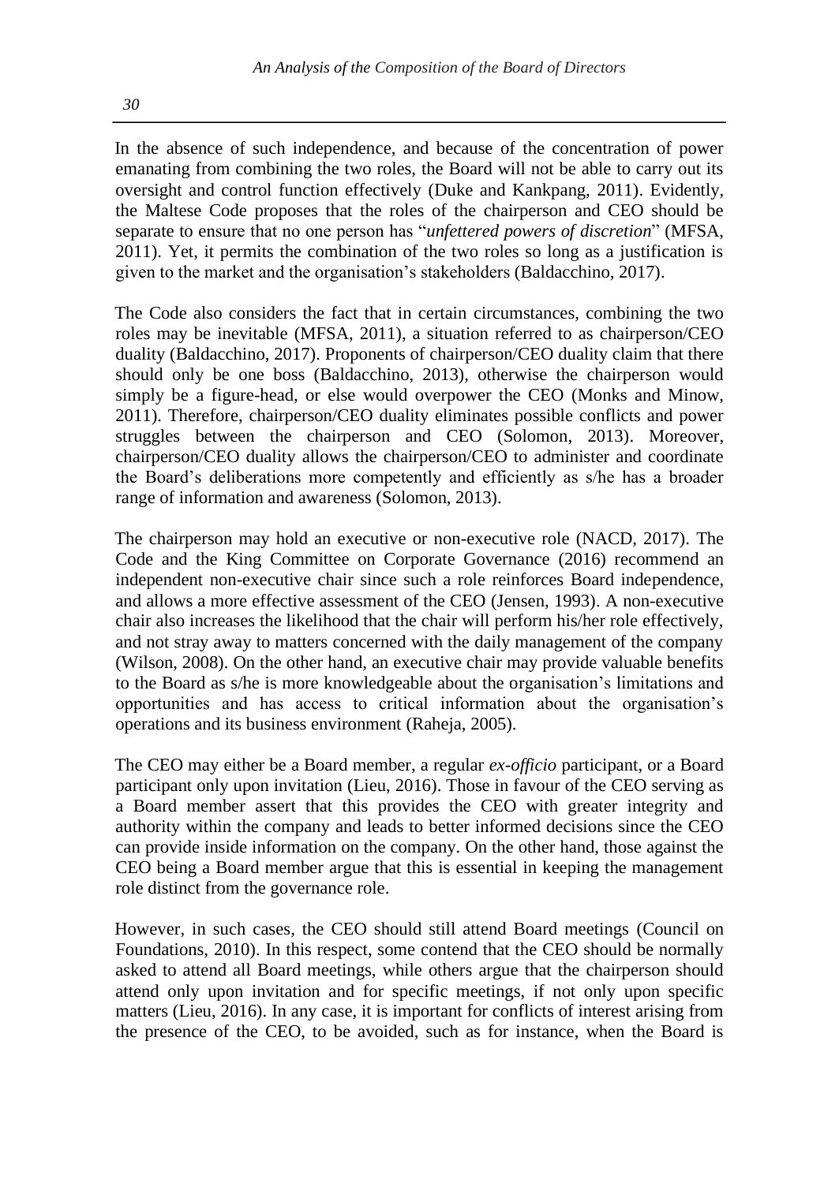In the absence of such independence, and because of the concentration of power emanating from combining the two roles, the Board will not be able to carry out its oversight and control function effectively (Duke and Kankpang, 2011). Evidently, the Maltese Code proposes that the roles of the chairperson and CEO should be separate to ensure that no one person has "*unfettered powers of discretion*" (MFSA, 2011). Yet, it permits the combination of the two roles so long as a justification is given to the market and the organisation's stakeholders (Baldacchino, 2017).

The Code also considers the fact that in certain circumstances, combining the two roles may be inevitable (MFSA, 2011), a situation referred to as chairperson/CEO duality (Baldacchino, 2017). Proponents of chairperson/CEO duality claim that there should only be one boss (Baldacchino, 2013), otherwise the chairperson would simply be a figure-head, or else would overpower the CEO (Monks and Minow, 2011). Therefore, chairperson/CEO duality eliminates possible conflicts and power struggles between the chairperson and CEO (Solomon, 2013). Moreover, chairperson/CEO duality allows the chairperson/CEO to administer and coordinate the Board's deliberations more competently and efficiently as s/he has a broader range of information and awareness (Solomon, 2013).

The chairperson may hold an executive or non-executive role (NACD, 2017). The Code and the King Committee on Corporate Governance (2016) recommend an independent non-executive chair since such a role reinforces Board independence, and allows a more effective assessment of the CEO (Jensen, 1993). A non-executive chair also increases the likelihood that the chair will perform his/her role effectively, and not stray away to matters concerned with the daily management of the company (Wilson, 2008). On the other hand, an executive chair may provide valuable benefits to the Board as s/he is more knowledgeable about the organisation's limitations and opportunities and has access to critical information about the organisation's operations and its business environment (Raheja, 2005).

The CEO may either be a Board member, a regular *ex-officio* participant, or a Board participant only upon invitation (Lieu, 2016). Those in favour of the CEO serving as a Board member assert that this provides the CEO with greater integrity and authority within the company and leads to better informed decisions since the CEO can provide inside information on the company. On the other hand, those against the CEO being a Board member argue that this is essential in keeping the management role distinct from the governance role.

However, in such cases, the CEO should still attend Board meetings (Council on Foundations, 2010). In this respect, some contend that the CEO should be normally asked to attend all Board meetings, while others argue that the chairperson should attend only upon invitation and for specific meetings, if not only upon specific matters (Lieu, 2016). In any case, it is important for conflicts of interest arising from the presence of the CEO, to be avoided, such as for instance, when the Board is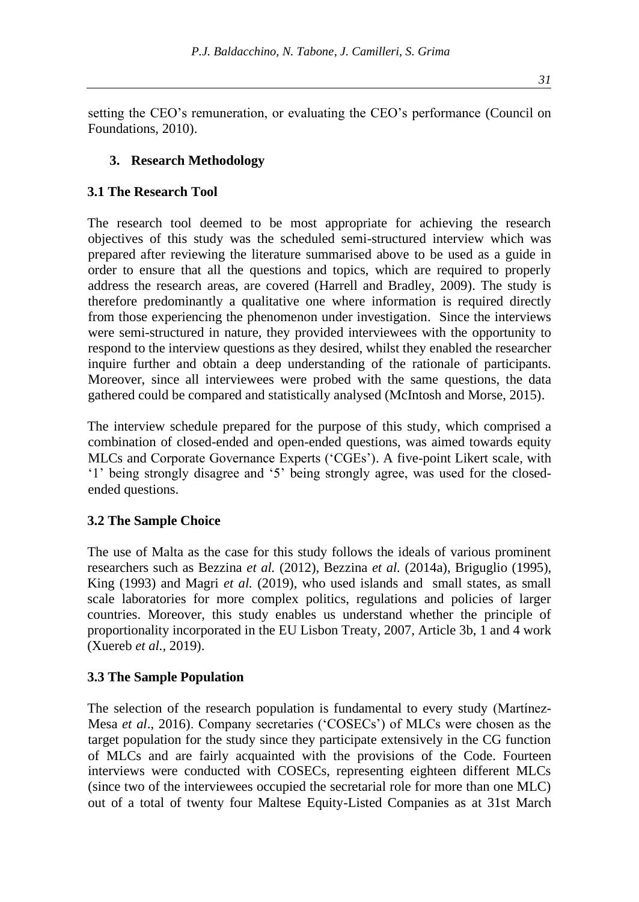setting the CEO's remuneration, or evaluating the CEO's performance (Council on Foundations, 2010).

## 3. Research Methodology

### 3.1 The Research Tool

The research tool deemed to be most appropriate for achieving the research objectives of this study was the scheduled semi-structured interview which was prepared after reviewing the literature summarised above to be used as a guide in order to ensure that all the questions and topics, which are required to properly address the research areas, are covered (Harrell and Bradley, 2009). The study is therefore predominantly a qualitative one where information is required directly from those experiencing the phenomenon under investigation. Since the interviews were semi-structured in nature, they provided interviewees with the opportunity to respond to the interview questions as they desired, whilst they enabled the researcher inquire further and obtain a deep understanding of the rationale of participants. Moreover, since all interviewees were probed with the same questions, the data gathered could be compared and statistically analysed (McIntosh and Morse, 2015).

The interview schedule prepared for the purpose of this study, which comprised a combination of closed-ended and open-ended questions, was aimed towards equity MLCs and Corporate Governance Experts ('CGEs'). A five-point Likert scale, with '1' being strongly disagree and '5' being strongly agree, was used for the closed-ended questions.

### 3.2 The Sample Choice

The use of Malta as the case for this study follows the ideals of various prominent researchers such as Bezzina *et al.* (2012), Bezzina *et al.* (2014a), Briguglio (1995), King (1993) and Magri *et al.* (2019), who used islands and small states, as small scale laboratories for more complex politics, regulations and policies of larger countries. Moreover, this study enables us understand whether the principle of proportionality incorporated in the EU Lisbon Treaty, 2007, Article 3b, 1 and 4 work (Xuereb *et al.*, 2019).

### 3.3 The Sample Population

The selection of the research population is fundamental to every study (Martínez-Mesa *et al*., 2016). Company secretaries ('COSECs') of MLCs were chosen as the target population for the study since they participate extensively in the CG function of MLCs and are fairly acquainted with the provisions of the Code. Fourteen interviews were conducted with COSECs, representing eighteen different MLCs (since two of the interviewees occupied the secretarial role for more than one MLC) out of a total of twenty four Maltese Equity-Listed Companies as at 31st March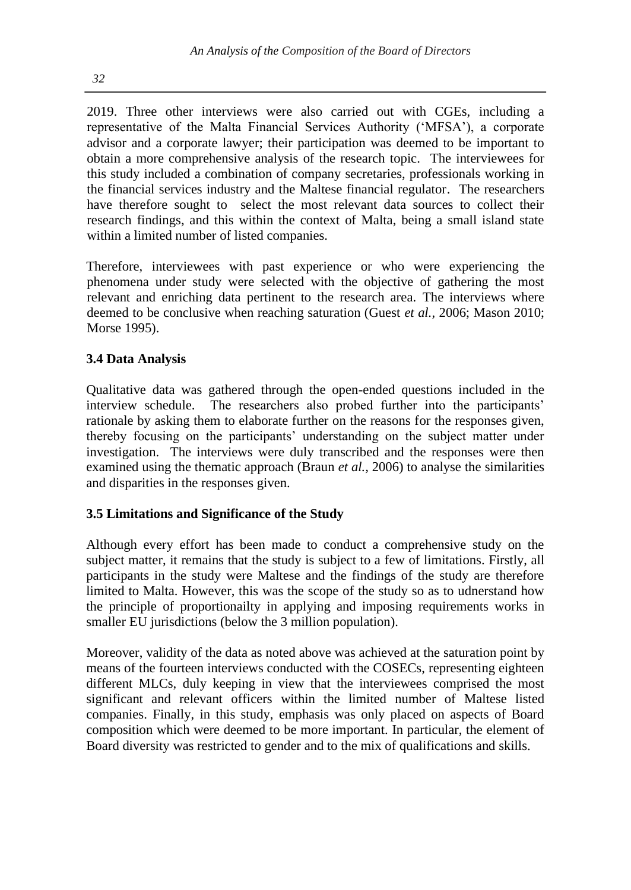2019. Three other interviews were also carried out with CGEs, including a representative of the Malta Financial Services Authority ('MFSA'), a corporate advisor and a corporate lawyer; their participation was deemed to be important to obtain a more comprehensive analysis of the research topic. The interviewees for this study included a combination of company secretaries, professionals working in the financial services industry and the Maltese financial regulator. The researchers have therefore sought to select the most relevant data sources to collect their research findings, and this within the context of Malta, being a small island state within a limited number of listed companies.

Therefore, interviewees with past experience or who were experiencing the phenomena under study were selected with the objective of gathering the most relevant and enriching data pertinent to the research area. The interviews where deemed to be conclusive when reaching saturation (Guest *et al.*, 2006; Mason 2010; Morse 1995).

### 3.4 Data Analysis

Qualitative data was gathered through the open-ended questions included in the interview schedule. The researchers also probed further into the participants' rationale by asking them to elaborate further on the reasons for the responses given, thereby focusing on the participants' understanding on the subject matter under investigation. The interviews were duly transcribed and the responses were then examined using the thematic approach (Braun *et al.*, 2006) to analyse the similarities and disparities in the responses given.

### 3.5 Limitations and Significance of the Study

Although every effort has been made to conduct a comprehensive study on the subject matter, it remains that the study is subject to a few of limitations. Firstly, all participants in the study were Maltese and the findings of the study are therefore limited to Malta. However, this was the scope of the study so as to udnerstand how the principle of proportionailty in applying and imposing requirements works in smaller EU jurisdictions (below the 3 million population).

Moreover, validity of the data as noted above was achieved at the saturation point by means of the fourteen interviews conducted with the COSECs, representing eighteen different MLCs, duly keeping in view that the interviewees comprised the most significant and relevant officers within the limited number of Maltese listed companies. Finally, in this study, emphasis was only placed on aspects of Board composition which were deemed to be more important. In particular, the element of Board diversity was restricted to gender and to the mix of qualifications and skills.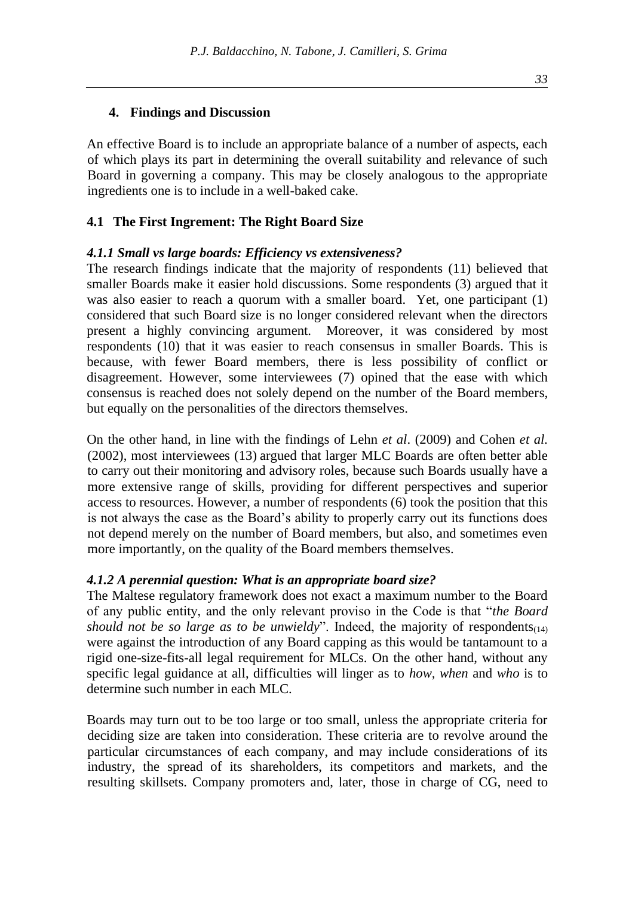## 4. Findings and Discussion

An effective Board is to include an appropriate balance of a number of aspects, each of which plays its part in determining the overall suitability and relevance of such Board in governing a company. This may be closely analogous to the appropriate ingredients one is to include in a well-baked cake.

### 4.1 The First Ingrement: The Right Board Size

#### *4.1.1 Small vs large boards: Efficiency vs extensiveness?*

The research findings indicate that the majority of respondents (11) believed that smaller Boards make it easier hold discussions. Some respondents (3) argued that it was also easier to reach a quorum with a smaller board. Yet, one participant (1) considered that such Board size is no longer considered relevant when the directors present a highly convincing argument. Moreover, it was considered by most respondents (10) that it was easier to reach consensus in smaller Boards. This is because, with fewer Board members, there is less possibility of conflict or disagreement. However, some interviewees (7) opined that the ease with which consensus is reached does not solely depend on the number of the Board members, but equally on the personalities of the directors themselves.

On the other hand, in line with the findings of Lehn *et al*. (2009) and Cohen *et al.* (2002), most interviewees (13) argued that larger MLC Boards are often better able to carry out their monitoring and advisory roles, because such Boards usually have a more extensive range of skills, providing for different perspectives and superior access to resources. However, a number of respondents (6) took the position that this is not always the case as the Board's ability to properly carry out its functions does not depend merely on the number of Board members, but also, and sometimes even more importantly, on the quality of the Board members themselves.

#### *4.1.2 A perennial question: What is an appropriate board size?*

The Maltese regulatory framework does not exact a maximum number to the Board of any public entity, and the only relevant proviso in the Code is that "*the Board should not be so large as to be unwieldy*". Indeed, the majority of respondents$_{(14)}$ were against the introduction of any Board capping as this would be tantamount to a rigid one-size-fits-all legal requirement for MLCs. On the other hand, without any specific legal guidance at all, difficulties will linger as to *how, when* and *who* is to determine such number in each MLC.

Boards may turn out to be too large or too small, unless the appropriate criteria for deciding size are taken into consideration. These criteria are to revolve around the particular circumstances of each company, and may include considerations of its industry, the spread of its shareholders, its competitors and markets, and the resulting skillsets. Company promoters and, later, those in charge of CG, need to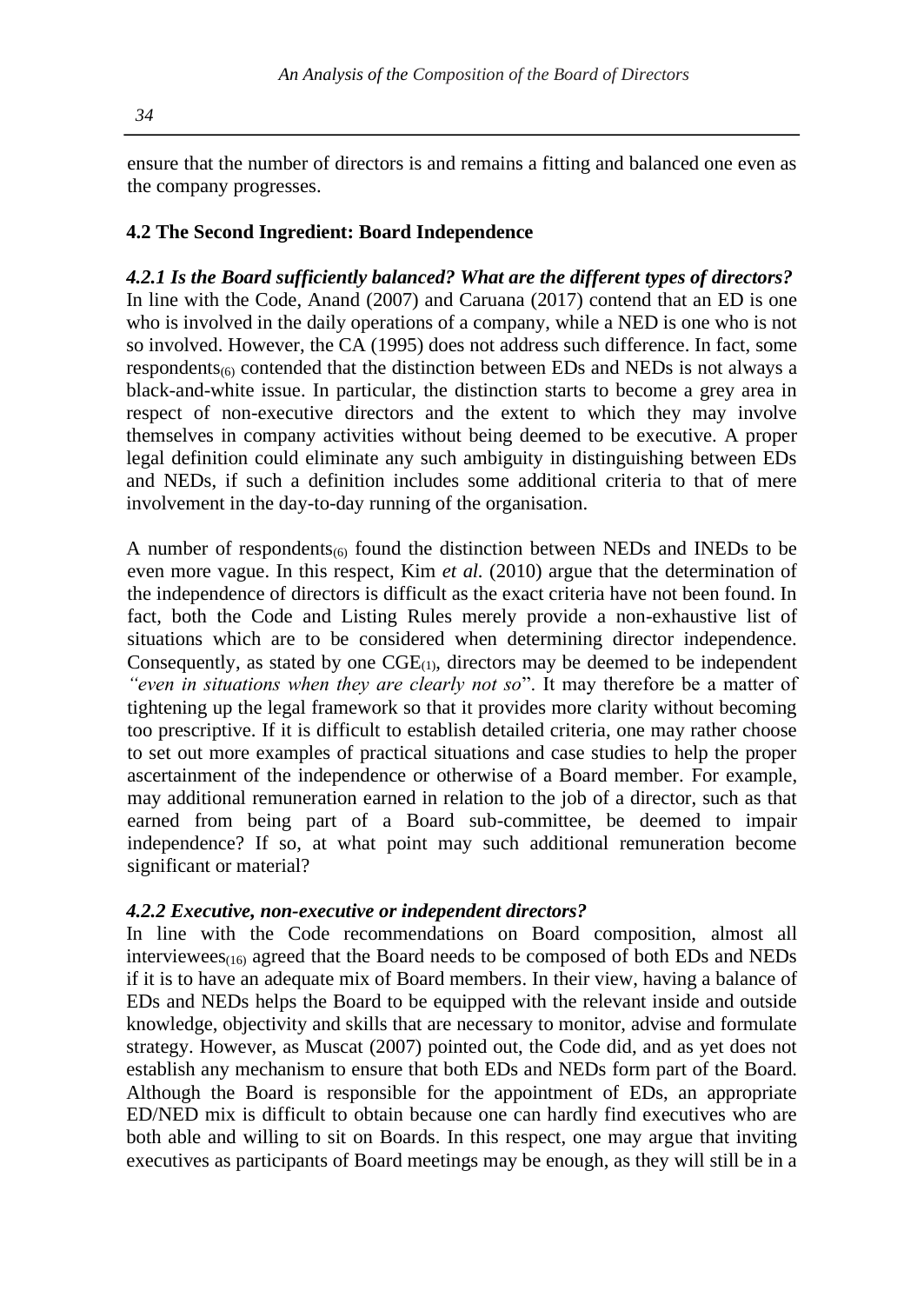ensure that the number of directors is and remains a fitting and balanced one even as the company progresses.

## 4.2 The Second Ingredient: Board Independence

### *4.2.1 Is the Board sufficiently balanced? What are the different types of directors?*

In line with the Code, Anand (2007) and Caruana (2017) contend that an ED is one who is involved in the daily operations of a company, while a NED is one who is not so involved. However, the CA (1995) does not address such difference. In fact, some respondents$_{(6)}$ contended that the distinction between EDs and NEDs is not always a black-and-white issue. In particular, the distinction starts to become a grey area in respect of non-executive directors and the extent to which they may involve themselves in company activities without being deemed to be executive. A proper legal definition could eliminate any such ambiguity in distinguishing between EDs and NEDs, if such a definition includes some additional criteria to that of mere involvement in the day-to-day running of the organisation.

A number of respondents$_{(6)}$ found the distinction between NEDs and INEDs to be even more vague. In this respect, Kim *et al.* (2010) argue that the determination of the independence of directors is difficult as the exact criteria have not been found. In fact, both the Code and Listing Rules merely provide a non-exhaustive list of situations which are to be considered when determining director independence. Consequently, as stated by one CGE$_{(1)}$, directors may be deemed to be independent *"even in situations when they are clearly not so*". It may therefore be a matter of tightening up the legal framework so that it provides more clarity without becoming too prescriptive. If it is difficult to establish detailed criteria, one may rather choose to set out more examples of practical situations and case studies to help the proper ascertainment of the independence or otherwise of a Board member. For example, may additional remuneration earned in relation to the job of a director, such as that earned from being part of a Board sub-committee, be deemed to impair independence? If so, at what point may such additional remuneration become significant or material?

### *4.2.2 Executive, non-executive or independent directors?*

In line with the Code recommendations on Board composition, almost all interviewees$_{(16)}$ agreed that the Board needs to be composed of both EDs and NEDs if it is to have an adequate mix of Board members. In their view, having a balance of EDs and NEDs helps the Board to be equipped with the relevant inside and outside knowledge, objectivity and skills that are necessary to monitor, advise and formulate strategy. However, as Muscat (2007) pointed out, the Code did, and as yet does not establish any mechanism to ensure that both EDs and NEDs form part of the Board. Although the Board is responsible for the appointment of EDs, an appropriate ED/NED mix is difficult to obtain because one can hardly find executives who are both able and willing to sit on Boards. In this respect, one may argue that inviting executives as participants of Board meetings may be enough, as they will still be in a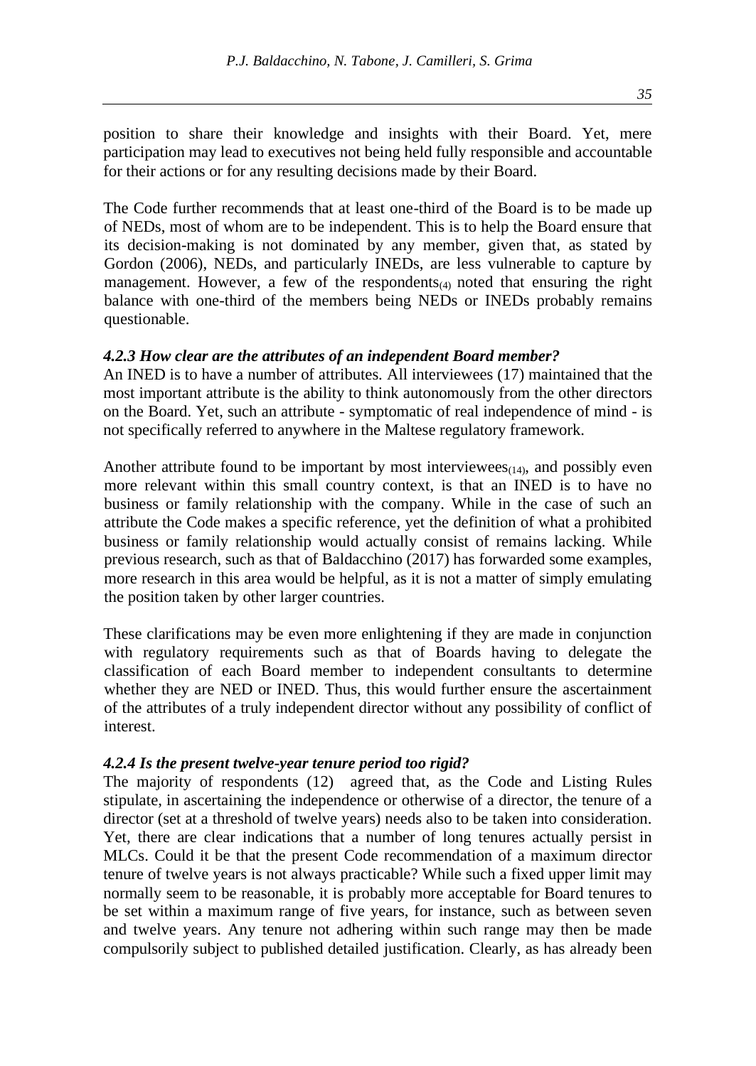position to share their knowledge and insights with their Board. Yet, mere participation may lead to executives not being held fully responsible and accountable for their actions or for any resulting decisions made by their Board.

The Code further recommends that at least one-third of the Board is to be made up of NEDs, most of whom are to be independent. This is to help the Board ensure that its decision-making is not dominated by any member, given that, as stated by Gordon (2006), NEDs, and particularly INEDs, are less vulnerable to capture by management. However, a few of the respondents$_{(4)}$ noted that ensuring the right balance with one-third of the members being NEDs or INEDs probably remains questionable.

### *4.2.3 How clear are the attributes of an independent Board member?*

An INED is to have a number of attributes. All interviewees (17) maintained that the most important attribute is the ability to think autonomously from the other directors on the Board. Yet, such an attribute - symptomatic of real independence of mind - is not specifically referred to anywhere in the Maltese regulatory framework.

Another attribute found to be important by most interviewees$_{(14)}$, and possibly even more relevant within this small country context, is that an INED is to have no business or family relationship with the company. While in the case of such an attribute the Code makes a specific reference, yet the definition of what a prohibited business or family relationship would actually consist of remains lacking. While previous research, such as that of Baldacchino (2017) has forwarded some examples, more research in this area would be helpful, as it is not a matter of simply emulating the position taken by other larger countries.

These clarifications may be even more enlightening if they are made in conjunction with regulatory requirements such as that of Boards having to delegate the classification of each Board member to independent consultants to determine whether they are NED or INED. Thus, this would further ensure the ascertainment of the attributes of a truly independent director without any possibility of conflict of interest.

### *4.2.4 Is the present twelve-year tenure period too rigid?*

The majority of respondents (12) agreed that, as the Code and Listing Rules stipulate, in ascertaining the independence or otherwise of a director, the tenure of a director (set at a threshold of twelve years) needs also to be taken into consideration. Yet, there are clear indications that a number of long tenures actually persist in MLCs. Could it be that the present Code recommendation of a maximum director tenure of twelve years is not always practicable? While such a fixed upper limit may normally seem to be reasonable, it is probably more acceptable for Board tenures to be set within a maximum range of five years, for instance, such as between seven and twelve years. Any tenure not adhering within such range may then be made compulsorily subject to published detailed justification. Clearly, as has already been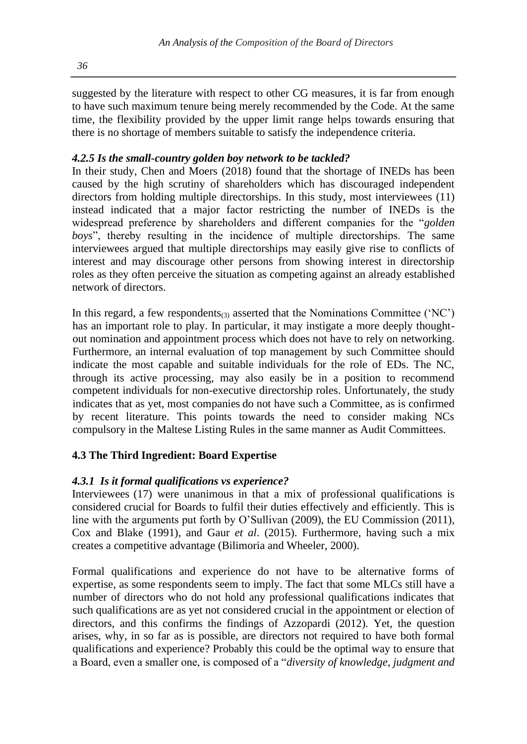suggested by the literature with respect to other CG measures, it is far from enough to have such maximum tenure being merely recommended by the Code. At the same time, the flexibility provided by the upper limit range helps towards ensuring that there is no shortage of members suitable to satisfy the independence criteria.

#### *4.2.5 Is the small-country golden boy network to be tackled?*

In their study, Chen and Moers (2018) found that the shortage of INEDs has been caused by the high scrutiny of shareholders which has discouraged independent directors from holding multiple directorships. In this study, most interviewees (11) instead indicated that a major factor restricting the number of INEDs is the widespread preference by shareholders and different companies for the "*golden boys*", thereby resulting in the incidence of multiple directorships. The same interviewees argued that multiple directorships may easily give rise to conflicts of interest and may discourage other persons from showing interest in directorship roles as they often perceive the situation as competing against an already established network of directors.

In this regard, a few respondents$_{(3)}$ asserted that the Nominations Committee ('NC') has an important role to play. In particular, it may instigate a more deeply thought-out nomination and appointment process which does not have to rely on networking. Furthermore, an internal evaluation of top management by such Committee should indicate the most capable and suitable individuals for the role of EDs. The NC, through its active processing, may also easily be in a position to recommend competent individuals for non-executive directorship roles. Unfortunately, the study indicates that as yet, most companies do not have such a Committee, as is confirmed by recent literature. This points towards the need to consider making NCs compulsory in the Maltese Listing Rules in the same manner as Audit Committees.

### 4.3 The Third Ingredient: Board Expertise

#### *4.3.1 Is it formal qualifications vs experience?*

Interviewees (17) were unanimous in that a mix of professional qualifications is considered crucial for Boards to fulfil their duties effectively and efficiently. This is line with the arguments put forth by O'Sullivan (2009), the EU Commission (2011), Cox and Blake (1991), and Gaur *et al*. (2015). Furthermore, having such a mix creates a competitive advantage (Bilimoria and Wheeler, 2000).

Formal qualifications and experience do not have to be alternative forms of expertise, as some respondents seem to imply. The fact that some MLCs still have a number of directors who do not hold any professional qualifications indicates that such qualifications are as yet not considered crucial in the appointment or election of directors, and this confirms the findings of Azzopardi (2012). Yet, the question arises, why, in so far as is possible, are directors not required to have both formal qualifications and experience? Probably this could be the optimal way to ensure that a Board, even a smaller one, is composed of a "*diversity of knowledge, judgment and*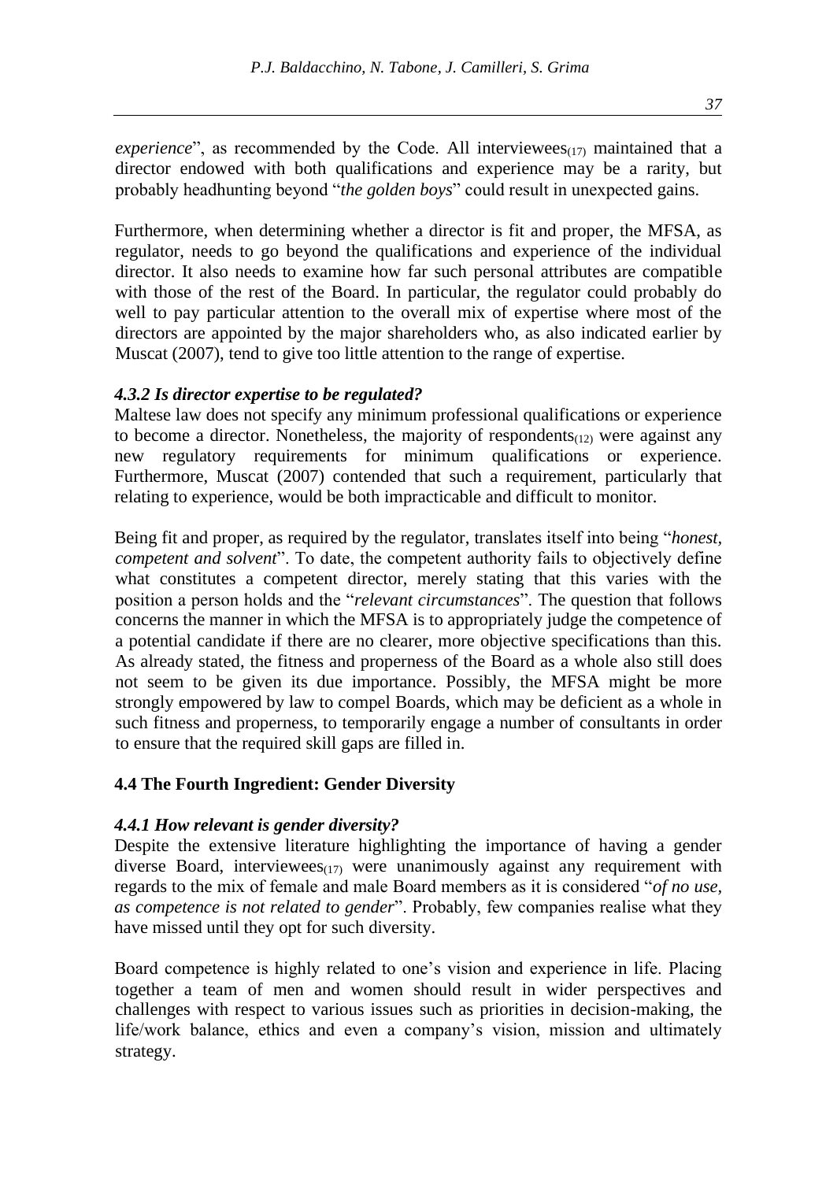*experience*", as recommended by the Code. All interviewees$_{(17)}$ maintained that a director endowed with both qualifications and experience may be a rarity, but probably headhunting beyond "*the golden boys*" could result in unexpected gains.

Furthermore, when determining whether a director is fit and proper, the MFSA, as regulator, needs to go beyond the qualifications and experience of the individual director. It also needs to examine how far such personal attributes are compatible with those of the rest of the Board. In particular, the regulator could probably do well to pay particular attention to the overall mix of expertise where most of the directors are appointed by the major shareholders who, as also indicated earlier by Muscat (2007), tend to give too little attention to the range of expertise.

#### *4.3.2 Is director expertise to be regulated?*

Maltese law does not specify any minimum professional qualifications or experience to become a director. Nonetheless, the majority of respondents$_{(12)}$ were against any new regulatory requirements for minimum qualifications or experience. Furthermore, Muscat (2007) contended that such a requirement, particularly that relating to experience, would be both impracticable and difficult to monitor.

Being fit and proper, as required by the regulator, translates itself into being "*honest, competent and solvent*". To date, the competent authority fails to objectively define what constitutes a competent director, merely stating that this varies with the position a person holds and the "*relevant circumstances*". The question that follows concerns the manner in which the MFSA is to appropriately judge the competence of a potential candidate if there are no clearer, more objective specifications than this. As already stated, the fitness and properness of the Board as a whole also still does not seem to be given its due importance. Possibly, the MFSA might be more strongly empowered by law to compel Boards, which may be deficient as a whole in such fitness and properness, to temporarily engage a number of consultants in order to ensure that the required skill gaps are filled in.

### 4.4 The Fourth Ingredient: Gender Diversity

#### *4.4.1 How relevant is gender diversity?*

Despite the extensive literature highlighting the importance of having a gender diverse Board, interviewees$_{(17)}$ were unanimously against any requirement with regards to the mix of female and male Board members as it is considered "*of no use, as competence is not related to gender*". Probably, few companies realise what they have missed until they opt for such diversity.

Board competence is highly related to one's vision and experience in life. Placing together a team of men and women should result in wider perspectives and challenges with respect to various issues such as priorities in decision-making, the life/work balance, ethics and even a company's vision, mission and ultimately strategy.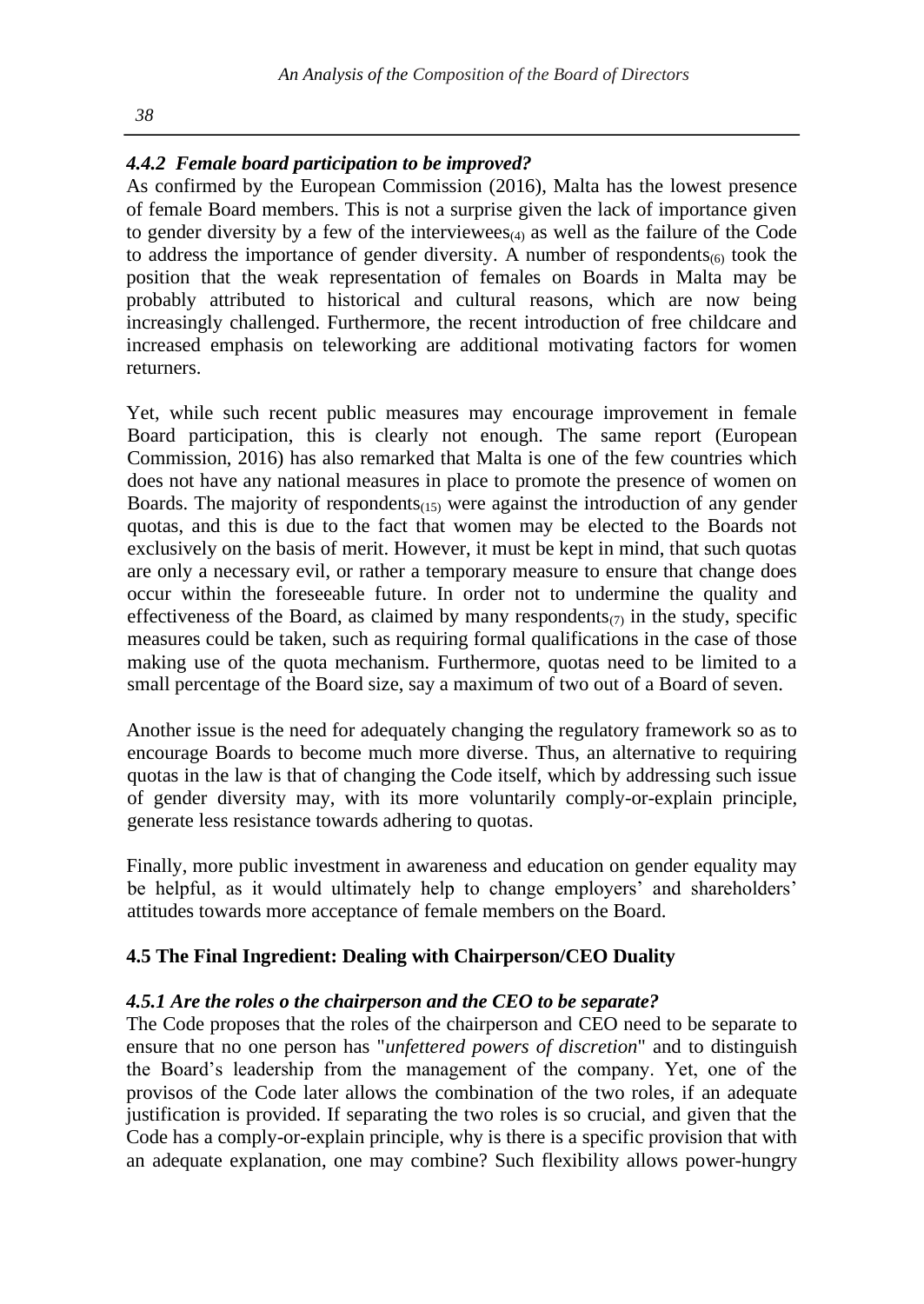#### *4.4.2 Female board participation to be improved?*

As confirmed by the European Commission (2016), Malta has the lowest presence of female Board members. This is not a surprise given the lack of importance given to gender diversity by a few of the interviewees$_{(4)}$ as well as the failure of the Code to address the importance of gender diversity. A number of respondents$_{(6)}$ took the position that the weak representation of females on Boards in Malta may be probably attributed to historical and cultural reasons, which are now being increasingly challenged. Furthermore, the recent introduction of free childcare and increased emphasis on teleworking are additional motivating factors for women returners.

Yet, while such recent public measures may encourage improvement in female Board participation, this is clearly not enough. The same report (European Commission, 2016) has also remarked that Malta is one of the few countries which does not have any national measures in place to promote the presence of women on Boards. The majority of respondents$_{(15)}$ were against the introduction of any gender quotas, and this is due to the fact that women may be elected to the Boards not exclusively on the basis of merit. However, it must be kept in mind, that such quotas are only a necessary evil, or rather a temporary measure to ensure that change does occur within the foreseeable future. In order not to undermine the quality and effectiveness of the Board, as claimed by many respondents$_{(7)}$ in the study, specific measures could be taken, such as requiring formal qualifications in the case of those making use of the quota mechanism. Furthermore, quotas need to be limited to a small percentage of the Board size, say a maximum of two out of a Board of seven.

Another issue is the need for adequately changing the regulatory framework so as to encourage Boards to become much more diverse. Thus, an alternative to requiring quotas in the law is that of changing the Code itself, which by addressing such issue of gender diversity may, with its more voluntarily comply-or-explain principle, generate less resistance towards adhering to quotas.

Finally, more public investment in awareness and education on gender equality may be helpful, as it would ultimately help to change employers' and shareholders' attitudes towards more acceptance of female members on the Board.

### 4.5 The Final Ingredient: Dealing with Chairperson/CEO Duality

#### *4.5.1 Are the roles o the chairperson and the CEO to be separate?*

The Code proposes that the roles of the chairperson and CEO need to be separate to ensure that no one person has "*unfettered powers of discretion*" and to distinguish the Board's leadership from the management of the company. Yet, one of the provisos of the Code later allows the combination of the two roles, if an adequate justification is provided. If separating the two roles is so crucial, and given that the Code has a comply-or-explain principle, why is there is a specific provision that with an adequate explanation, one may combine? Such flexibility allows power-hungry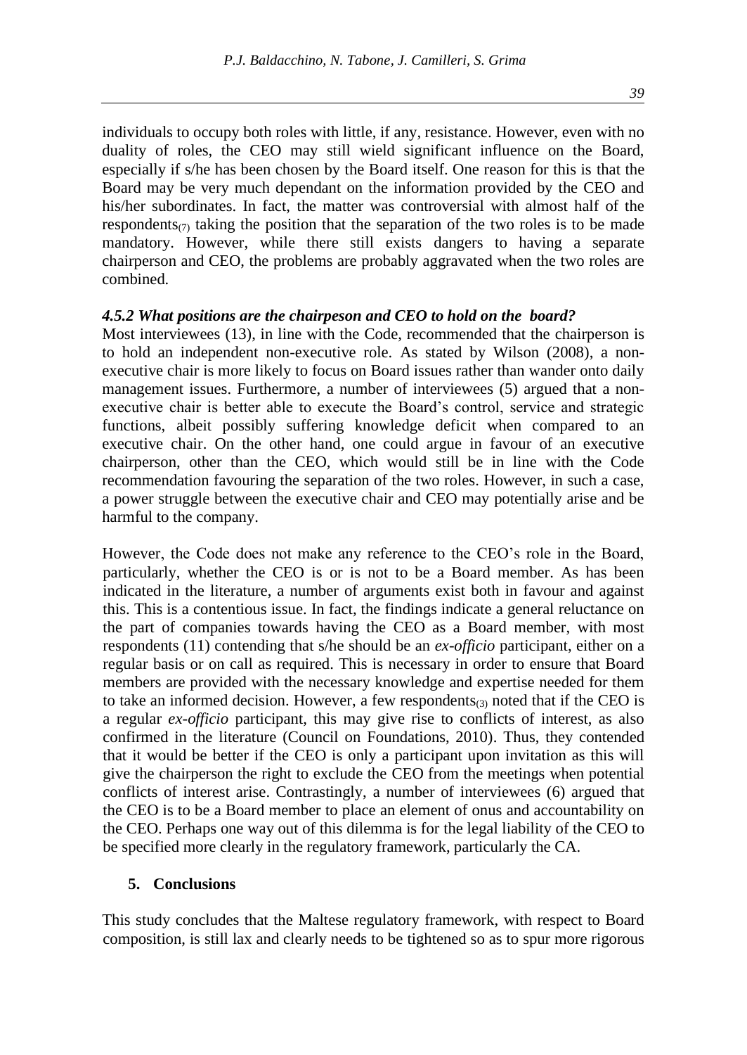individuals to occupy both roles with little, if any, resistance. However, even with no duality of roles, the CEO may still wield significant influence on the Board, especially if s/he has been chosen by the Board itself. One reason for this is that the Board may be very much dependant on the information provided by the CEO and his/her subordinates. In fact, the matter was controversial with almost half of the respondents$_{(7)}$ taking the position that the separation of the two roles is to be made mandatory. However, while there still exists dangers to having a separate chairperson and CEO, the problems are probably aggravated when the two roles are combined.

#### *4.5.2 What positions are the chairpeson and CEO to hold on the board?*

Most interviewees (13), in line with the Code, recommended that the chairperson is to hold an independent non-executive role. As stated by Wilson (2008), a non-executive chair is more likely to focus on Board issues rather than wander onto daily management issues. Furthermore, a number of interviewees (5) argued that a non-executive chair is better able to execute the Board's control, service and strategic functions, albeit possibly suffering knowledge deficit when compared to an executive chair. On the other hand, one could argue in favour of an executive chairperson, other than the CEO, which would still be in line with the Code recommendation favouring the separation of the two roles. However, in such a case, a power struggle between the executive chair and CEO may potentially arise and be harmful to the company.

However, the Code does not make any reference to the CEO's role in the Board, particularly, whether the CEO is or is not to be a Board member. As has been indicated in the literature, a number of arguments exist both in favour and against this. This is a contentious issue. In fact, the findings indicate a general reluctance on the part of companies towards having the CEO as a Board member, with most respondents (11) contending that s/he should be an *ex-officio* participant, either on a regular basis or on call as required. This is necessary in order to ensure that Board members are provided with the necessary knowledge and expertise needed for them to take an informed decision. However, a few respondents$_{(3)}$ noted that if the CEO is a regular *ex-officio* participant, this may give rise to conflicts of interest, as also confirmed in the literature (Council on Foundations, 2010). Thus, they contended that it would be better if the CEO is only a participant upon invitation as this will give the chairperson the right to exclude the CEO from the meetings when potential conflicts of interest arise. Contrastingly, a number of interviewees (6) argued that the CEO is to be a Board member to place an element of onus and accountability on the CEO. Perhaps one way out of this dilemma is for the legal liability of the CEO to be specified more clearly in the regulatory framework, particularly the CA.

## 5. Conclusions

This study concludes that the Maltese regulatory framework, with respect to Board composition, is still lax and clearly needs to be tightened so as to spur more rigorous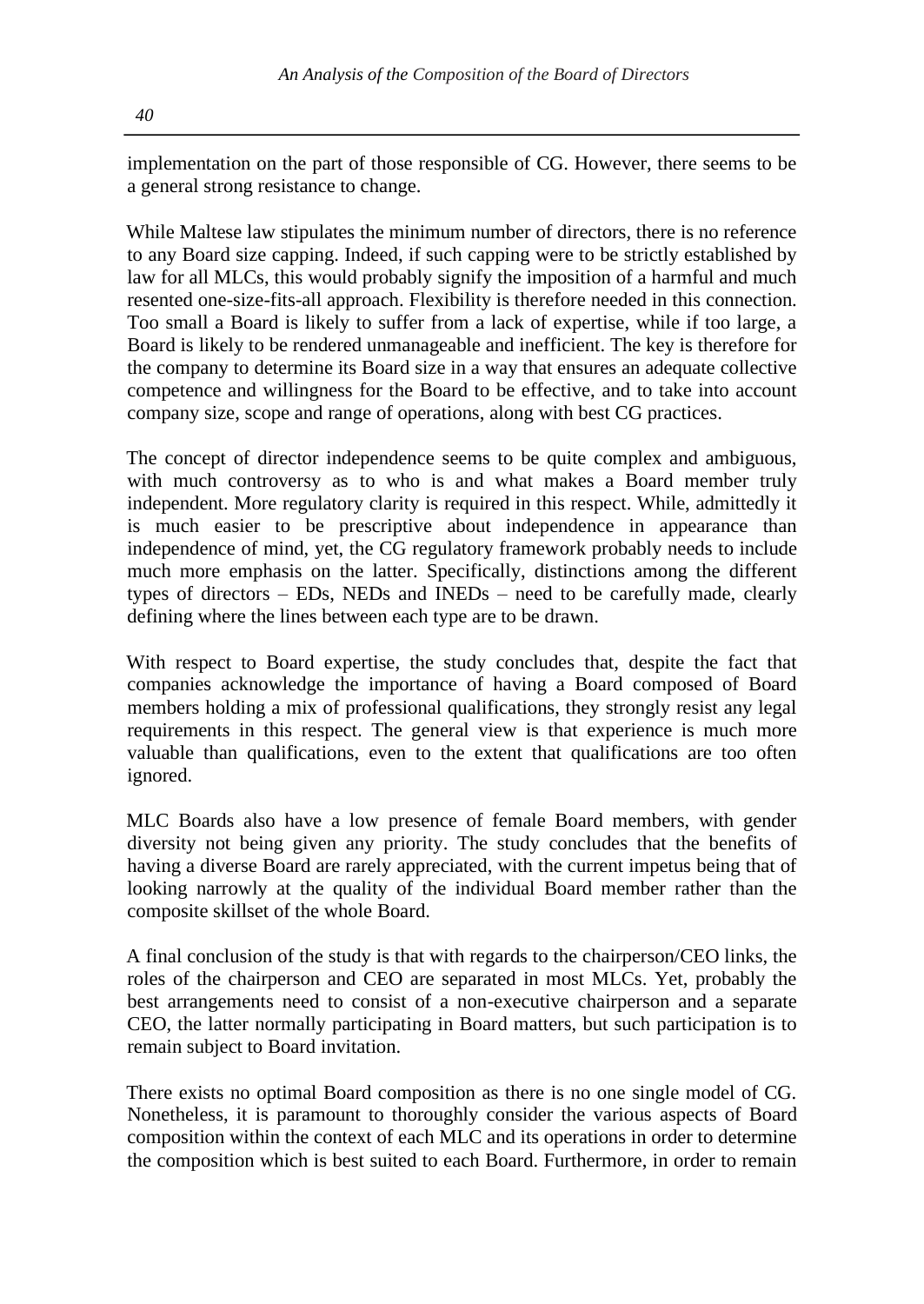implementation on the part of those responsible of CG. However, there seems to be a general strong resistance to change.

While Maltese law stipulates the minimum number of directors, there is no reference to any Board size capping. Indeed, if such capping were to be strictly established by law for all MLCs, this would probably signify the imposition of a harmful and much resented one-size-fits-all approach. Flexibility is therefore needed in this connection. Too small a Board is likely to suffer from a lack of expertise, while if too large, a Board is likely to be rendered unmanageable and inefficient. The key is therefore for the company to determine its Board size in a way that ensures an adequate collective competence and willingness for the Board to be effective, and to take into account company size, scope and range of operations, along with best CG practices.

The concept of director independence seems to be quite complex and ambiguous, with much controversy as to who is and what makes a Board member truly independent. More regulatory clarity is required in this respect. While, admittedly it is much easier to be prescriptive about independence in appearance than independence of mind, yet, the CG regulatory framework probably needs to include much more emphasis on the latter. Specifically, distinctions among the different types of directors – EDs, NEDs and INEDs – need to be carefully made, clearly defining where the lines between each type are to be drawn.

With respect to Board expertise, the study concludes that, despite the fact that companies acknowledge the importance of having a Board composed of Board members holding a mix of professional qualifications, they strongly resist any legal requirements in this respect. The general view is that experience is much more valuable than qualifications, even to the extent that qualifications are too often ignored.

MLC Boards also have a low presence of female Board members, with gender diversity not being given any priority. The study concludes that the benefits of having a diverse Board are rarely appreciated, with the current impetus being that of looking narrowly at the quality of the individual Board member rather than the composite skillset of the whole Board.

A final conclusion of the study is that with regards to the chairperson/CEO links, the roles of the chairperson and CEO are separated in most MLCs. Yet, probably the best arrangements need to consist of a non-executive chairperson and a separate CEO, the latter normally participating in Board matters, but such participation is to remain subject to Board invitation.

There exists no optimal Board composition as there is no one single model of CG. Nonetheless, it is paramount to thoroughly consider the various aspects of Board composition within the context of each MLC and its operations in order to determine the composition which is best suited to each Board. Furthermore, in order to remain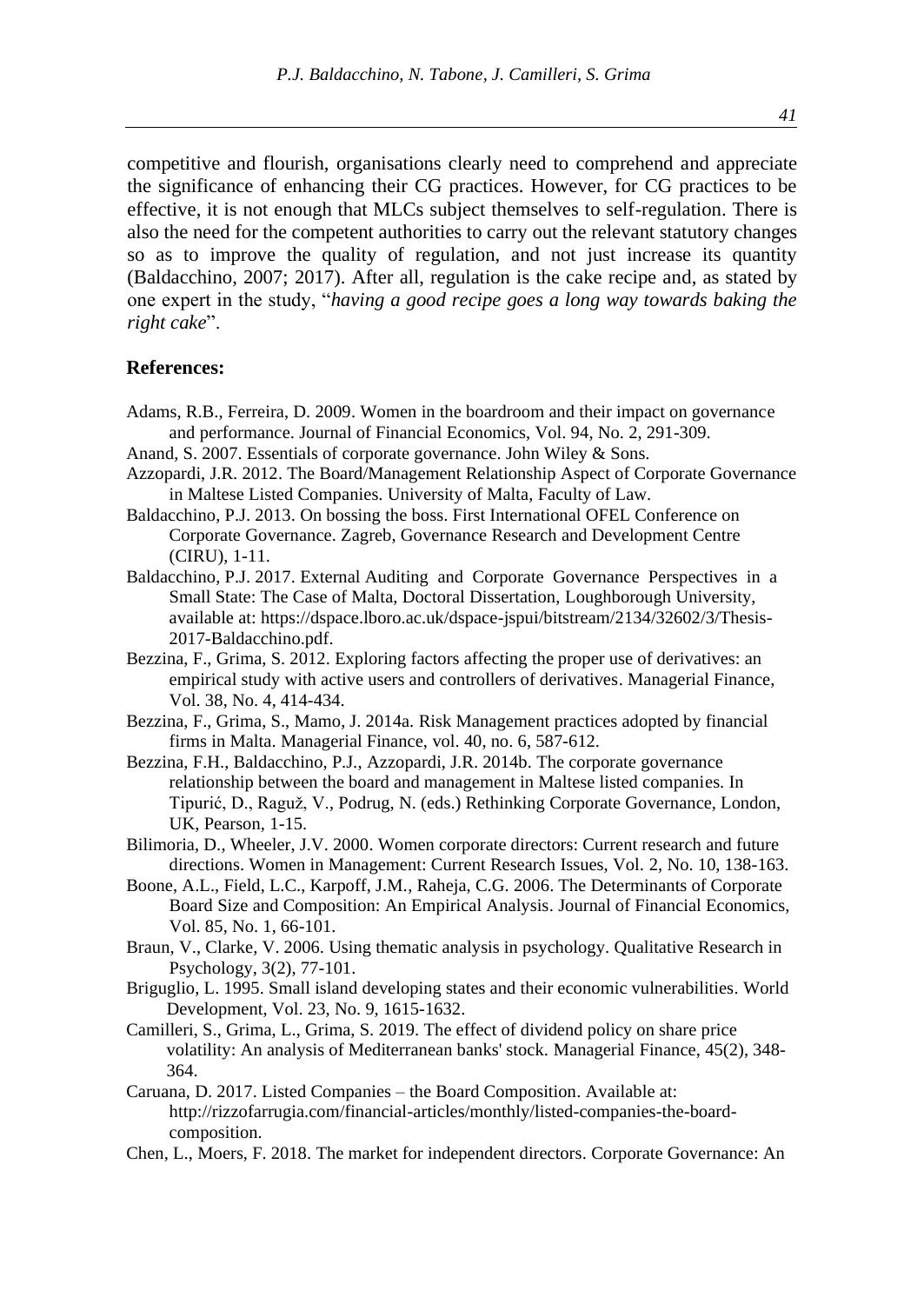competitive and flourish, organisations clearly need to comprehend and appreciate the significance of enhancing their CG practices. However, for CG practices to be effective, it is not enough that MLCs subject themselves to self-regulation. There is also the need for the competent authorities to carry out the relevant statutory changes so as to improve the quality of regulation, and not just increase its quantity (Baldacchino, 2007; 2017). After all, regulation is the cake recipe and, as stated by one expert in the study, "*having a good recipe goes a long way towards baking the right cake*".

**References:**

Adams, R.B., Ferreira, D. 2009. Women in the boardroom and their impact on governance and performance. Journal of Financial Economics, Vol. 94, No. 2, 291-309.

Anand, S. 2007. Essentials of corporate governance. John Wiley & Sons.

Azzopardi, J.R. 2012. The Board/Management Relationship Aspect of Corporate Governance in Maltese Listed Companies. University of Malta, Faculty of Law.

Baldacchino, P.J. 2013. On bossing the boss. First International OFEL Conference on Corporate Governance. Zagreb, Governance Research and Development Centre (CIRU), 1-11.

Baldacchino, P.J. 2017. External Auditing and Corporate Governance Perspectives in a Small State: The Case of Malta, Doctoral Dissertation, Loughborough University, available at: https://dspace.lboro.ac.uk/dspace-jspui/bitstream/2134/32602/3/Thesis-2017-Baldacchino.pdf.

Bezzina, F., Grima, S. 2012. Exploring factors affecting the proper use of derivatives: an empirical study with active users and controllers of derivatives. Managerial Finance, Vol. 38, No. 4, 414-434.

Bezzina, F., Grima, S., Mamo, J. 2014a. Risk Management practices adopted by financial firms in Malta. Managerial Finance, vol. 40, no. 6, 587-612.

Bezzina, F.H., Baldacchino, P.J., Azzopardi, J.R. 2014b. The corporate governance relationship between the board and management in Maltese listed companies. In Tipurić, D., Raguž, V., Podrug, N. (eds.) Rethinking Corporate Governance, London, UK, Pearson, 1-15.

Bilimoria, D., Wheeler, J.V. 2000. Women corporate directors: Current research and future directions. Women in Management: Current Research Issues, Vol. 2, No. 10, 138-163.

Boone, A.L., Field, L.C., Karpoff, J.M., Raheja, C.G. 2006. The Determinants of Corporate Board Size and Composition: An Empirical Analysis. Journal of Financial Economics, Vol. 85, No. 1, 66-101.

Braun, V., Clarke, V. 2006. Using thematic analysis in psychology. Qualitative Research in Psychology, 3(2), 77-101.

Briguglio, L. 1995. Small island developing states and their economic vulnerabilities. World Development, Vol. 23, No. 9, 1615-1632.

Camilleri, S., Grima, L., Grima, S. 2019. The effect of dividend policy on share price volatility: An analysis of Mediterranean banks' stock. Managerial Finance, 45(2), 348-364.

Caruana, D. 2017. Listed Companies – the Board Composition. Available at: http://rizzofarrugia.com/financial-articles/monthly/listed-companies-the-board-composition.

Chen, L., Moers, F. 2018. The market for independent directors. Corporate Governance: An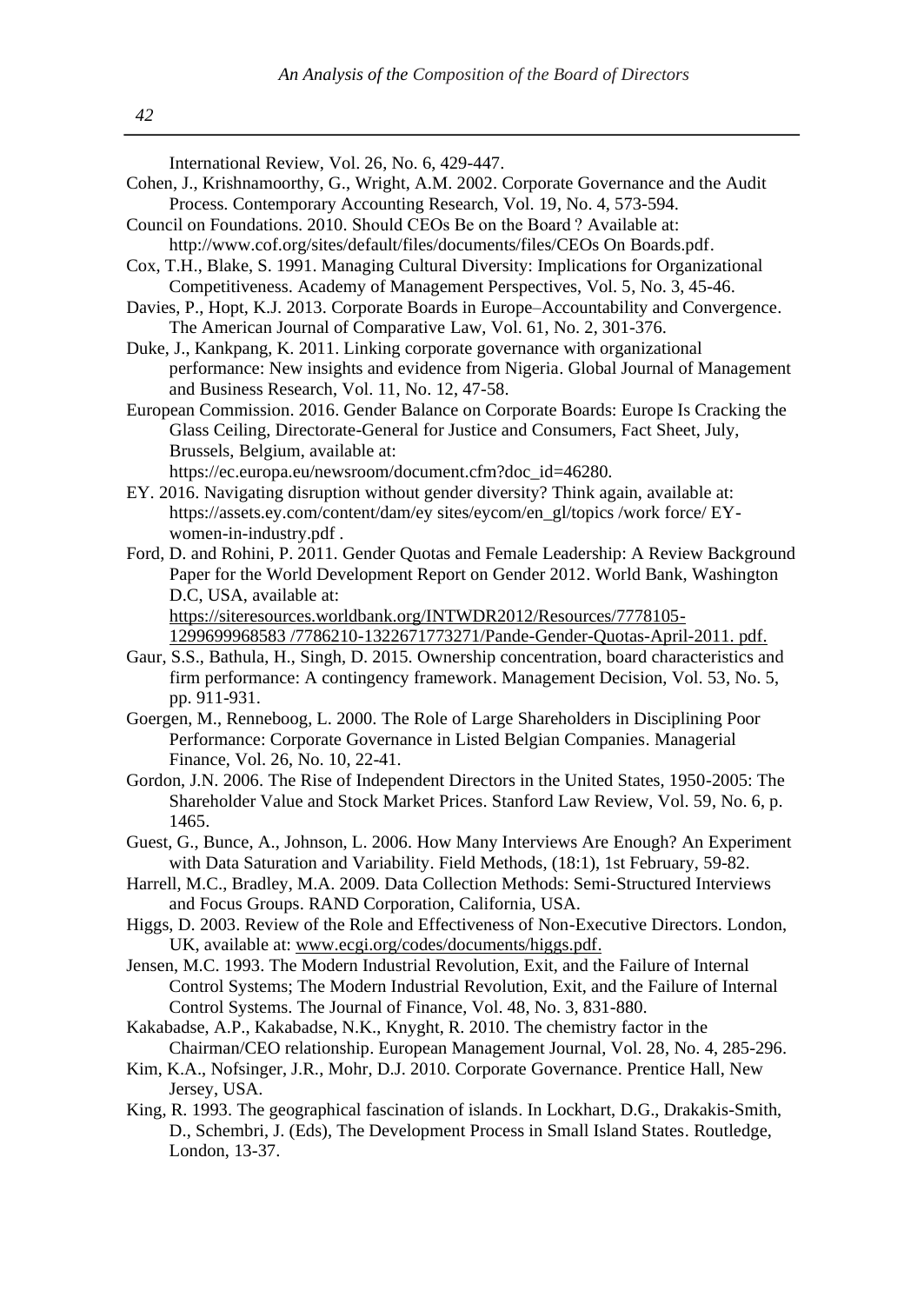International Review, Vol. 26, No. 6, 429-447.

Cohen, J., Krishnamoorthy, G., Wright, A.M. 2002. Corporate Governance and the Audit Process. Contemporary Accounting Research, Vol. 19, No. 4, 573-594.

Council on Foundations. 2010. Should CEOs Be on the Board ? Available at: http://www.cof.org/sites/default/files/documents/files/CEOs On Boards.pdf.

Cox, T.H., Blake, S. 1991. Managing Cultural Diversity: Implications for Organizational Competitiveness. Academy of Management Perspectives, Vol. 5, No. 3, 45-46.

Davies, P., Hopt, K.J. 2013. Corporate Boards in Europe–Accountability and Convergence. The American Journal of Comparative Law, Vol. 61, No. 2, 301-376.

Duke, J., Kankpang, K. 2011. Linking corporate governance with organizational performance: New insights and evidence from Nigeria. Global Journal of Management and Business Research, Vol. 11, No. 12, 47-58.

European Commission. 2016. Gender Balance on Corporate Boards: Europe Is Cracking the Glass Ceiling, Directorate-General for Justice and Consumers, Fact Sheet, July, Brussels, Belgium, available at: https://ec.europa.eu/newsroom/document.cfm?doc_id=46280.

EY. 2016. Navigating disruption without gender diversity? Think again, available at: https://assets.ey.com/content/dam/ey sites/eycom/en_gl/topics /work force/ EY-women-in-industry.pdf .

Ford, D. and Rohini, P. 2011. Gender Quotas and Female Leadership: A Review Background Paper for the World Development Report on Gender 2012. World Bank, Washington D.C, USA, available at: https://siteresources.worldbank.org/INTWDR2012/Resources/7778105-1299699968583 /7786210-1322671773271/Pande-Gender-Quotas-April-2011. pdf.

Gaur, S.S., Bathula, H., Singh, D. 2015. Ownership concentration, board characteristics and firm performance: A contingency framework. Management Decision, Vol. 53, No. 5, pp. 911-931.

Goergen, M., Renneboog, L. 2000. The Role of Large Shareholders in Disciplining Poor Performance: Corporate Governance in Listed Belgian Companies. Managerial Finance, Vol. 26, No. 10, 22-41.

Gordon, J.N. 2006. The Rise of Independent Directors in the United States, 1950-2005: The Shareholder Value and Stock Market Prices. Stanford Law Review, Vol. 59, No. 6, p. 1465.

Guest, G., Bunce, A., Johnson, L. 2006. How Many Interviews Are Enough? An Experiment with Data Saturation and Variability. Field Methods, (18:1), 1st February, 59-82.

Harrell, M.C., Bradley, M.A. 2009. Data Collection Methods: Semi-Structured Interviews and Focus Groups. RAND Corporation, California, USA.

Higgs, D. 2003. Review of the Role and Effectiveness of Non-Executive Directors. London, UK, available at: www.ecgi.org/codes/documents/higgs.pdf.

Jensen, M.C. 1993. The Modern Industrial Revolution, Exit, and the Failure of Internal Control Systems; The Modern Industrial Revolution, Exit, and the Failure of Internal Control Systems. The Journal of Finance, Vol. 48, No. 3, 831-880.

Kakabadse, A.P., Kakabadse, N.K., Knyght, R. 2010. The chemistry factor in the Chairman/CEO relationship. European Management Journal, Vol. 28, No. 4, 285-296.

Kim, K.A., Nofsinger, J.R., Mohr, D.J. 2010. Corporate Governance. Prentice Hall, New Jersey, USA.

King, R. 1993. The geographical fascination of islands. In Lockhart, D.G., Drakakis-Smith, D., Schembri, J. (Eds), The Development Process in Small Island States. Routledge, London, 13-37.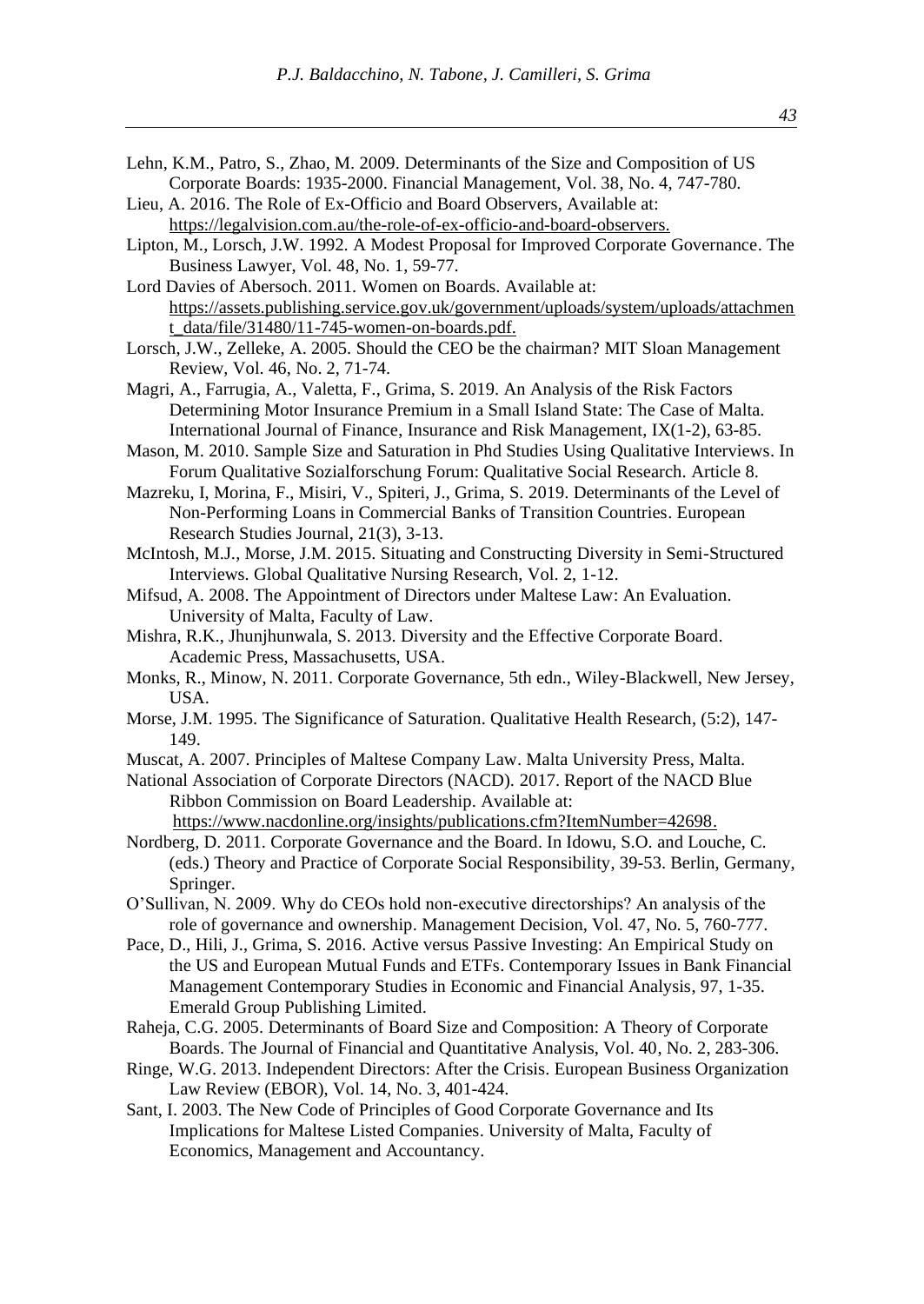Lehn, K.M., Patro, S., Zhao, M. 2009. Determinants of the Size and Composition of US Corporate Boards: 1935-2000. Financial Management, Vol. 38, No. 4, 747-780.

Lieu, A. 2016. The Role of Ex-Officio and Board Observers, Available at: https://legalvision.com.au/the-role-of-ex-officio-and-board-observers.

Lipton, M., Lorsch, J.W. 1992. A Modest Proposal for Improved Corporate Governance. The Business Lawyer, Vol. 48, No. 1, 59-77.

Lord Davies of Abersoch. 2011. Women on Boards. Available at: https://assets.publishing.service.gov.uk/government/uploads/system/uploads/attachment_data/file/31480/11-745-women-on-boards.pdf.

Lorsch, J.W., Zelleke, A. 2005. Should the CEO be the chairman? MIT Sloan Management Review, Vol. 46, No. 2, 71-74.

Magri, A., Farrugia, A., Valetta, F., Grima, S. 2019. An Analysis of the Risk Factors Determining Motor Insurance Premium in a Small Island State: The Case of Malta. International Journal of Finance, Insurance and Risk Management, IX(1-2), 63-85.

Mason, M. 2010. Sample Size and Saturation in Phd Studies Using Qualitative Interviews. In Forum Qualitative Sozialforschung Forum: Qualitative Social Research. Article 8.

Mazreku, I, Morina, F., Misiri, V., Spiteri, J., Grima, S. 2019. Determinants of the Level of Non-Performing Loans in Commercial Banks of Transition Countries. European Research Studies Journal, 21(3), 3-13.

McIntosh, M.J., Morse, J.M. 2015. Situating and Constructing Diversity in Semi-Structured Interviews. Global Qualitative Nursing Research, Vol. 2, 1-12.

Mifsud, A. 2008. The Appointment of Directors under Maltese Law: An Evaluation. University of Malta, Faculty of Law.

Mishra, R.K., Jhunjhunwala, S. 2013. Diversity and the Effective Corporate Board. Academic Press, Massachusetts, USA.

Monks, R., Minow, N. 2011. Corporate Governance, 5th edn., Wiley-Blackwell, New Jersey, USA.

Morse, J.M. 1995. The Significance of Saturation. Qualitative Health Research, (5:2), 147-149.

Muscat, A. 2007. Principles of Maltese Company Law. Malta University Press, Malta.

National Association of Corporate Directors (NACD). 2017. Report of the NACD Blue Ribbon Commission on Board Leadership. Available at: https://www.nacdonline.org/insights/publications.cfm?ItemNumber=42698.

Nordberg, D. 2011. Corporate Governance and the Board. In Idowu, S.O. and Louche, C. (eds.) Theory and Practice of Corporate Social Responsibility, 39-53. Berlin, Germany, Springer.

O'Sullivan, N. 2009. Why do CEOs hold non-executive directorships? An analysis of the role of governance and ownership. Management Decision, Vol. 47, No. 5, 760-777.

Pace, D., Hili, J., Grima, S. 2016. Active versus Passive Investing: An Empirical Study on the US and European Mutual Funds and ETFs. Contemporary Issues in Bank Financial Management Contemporary Studies in Economic and Financial Analysis, 97, 1-35. Emerald Group Publishing Limited.

Raheja, C.G. 2005. Determinants of Board Size and Composition: A Theory of Corporate Boards. The Journal of Financial and Quantitative Analysis, Vol. 40, No. 2, 283-306.

Ringe, W.G. 2013. Independent Directors: After the Crisis. European Business Organization Law Review (EBOR), Vol. 14, No. 3, 401-424.

Sant, I. 2003. The New Code of Principles of Good Corporate Governance and Its Implications for Maltese Listed Companies. University of Malta, Faculty of Economics, Management and Accountancy.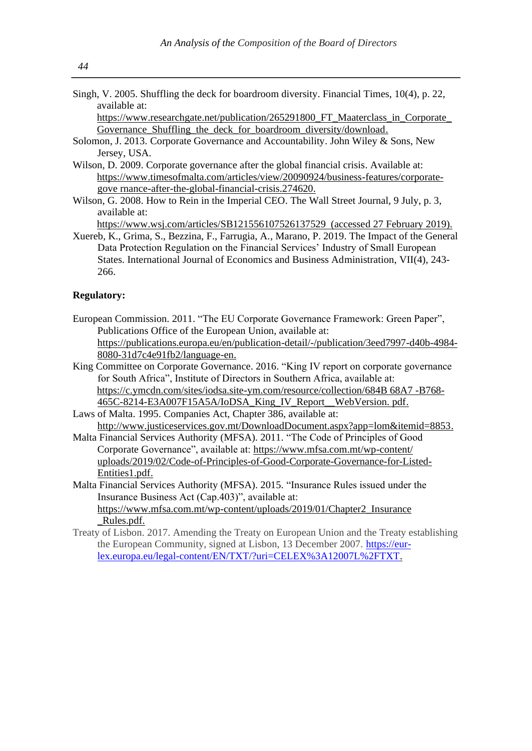Singh, V. 2005. Shuffling the deck for boardroom diversity. Financial Times, 10(4), p. 22, available at: https://www.researchgate.net/publication/265291800_FT_Maaterclass_in_Corporate_Governance_Shuffling_the_deck_for_boardroom_diversity/download.

Solomon, J. 2013. Corporate Governance and Accountability. John Wiley & Sons, New Jersey, USA.

Wilson, D. 2009. Corporate governance after the global financial crisis. Available at: https://www.timesofmalta.com/articles/view/20090924/business-features/corporate-gove rnance-after-the-global-financial-crisis.274620.

Wilson, G. 2008. How to Rein in the Imperial CEO. The Wall Street Journal, 9 July, p. 3, available at: https://www.wsj.com/articles/SB121556107526137529 (accessed 27 February 2019).

Xuereb, K., Grima, S., Bezzina, F., Farrugia, A., Marano, P. 2019. The Impact of the General Data Protection Regulation on the Financial Services' Industry of Small European States. International Journal of Economics and Business Administration, VII(4), 243-266.

**Regulatory:**

European Commission. 2011. "The EU Corporate Governance Framework: Green Paper", Publications Office of the European Union, available at: https://publications.europa.eu/en/publication-detail/-/publication/3eed7997-d40b-4984-8080-31d7c4e91fb2/language-en.

King Committee on Corporate Governance. 2016. "King IV report on corporate governance for South Africa", Institute of Directors in Southern Africa, available at: https://c.ymcdn.com/sites/iodsa.site-ym.com/resource/collection/684B 68A7 -B768-465C-8214-E3A007F15A5A/IoDSA_King_IV_Report__WebVersion. pdf.

Laws of Malta. 1995. Companies Act, Chapter 386, available at: http://www.justiceservices.gov.mt/DownloadDocument.aspx?app=lom&itemid=8853.

Malta Financial Services Authority (MFSA). 2011. "The Code of Principles of Good Corporate Governance", available at: https://www.mfsa.com.mt/wp-content/uploads/2019/02/Code-of-Principles-of-Good-Corporate-Governance-for-Listed-Entities1.pdf.

Malta Financial Services Authority (MFSA). 2015. "Insurance Rules issued under the Insurance Business Act (Cap.403)", available at: https://www.mfsa.com.mt/wp-content/uploads/2019/01/Chapter2_Insurance_Rules.pdf.

Treaty of Lisbon. 2017. Amending the Treaty on European Union and the Treaty establishing the European Community, signed at Lisbon, 13 December 2007. https://eur-lex.europa.eu/legal-content/EN/TXT/?uri=CELEX%3A12007L%2FTXT.